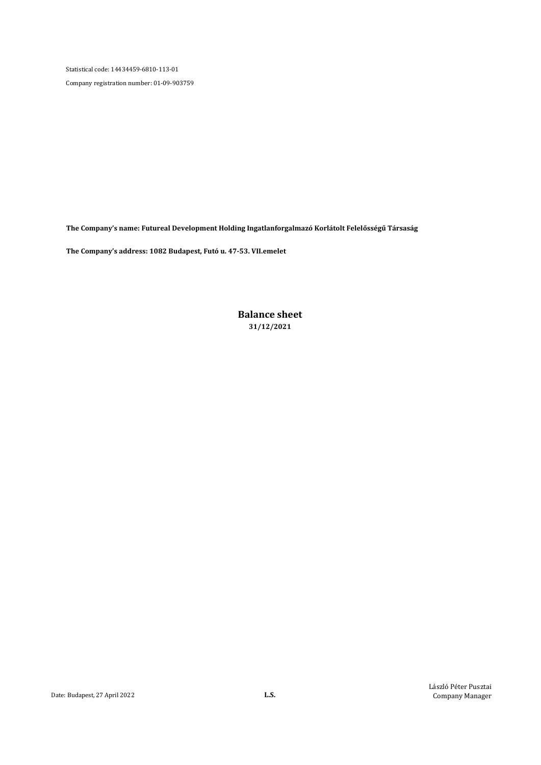Statistical code: 14434459-6810-113-01

Company registration number: 01-09-903759

**The Company's name: Futureal Development Holding Ingatlanforgalmazó Korlátolt Felelősségű Társaság**

**The Company's address: 1082 Budapest, Futó u. 47-53. VII.emelet**

# Balance sheet

**31/12/2021**

Date: Budapest, 27 April 2022

**L.S.**

László Péter Pusztai
Company Manager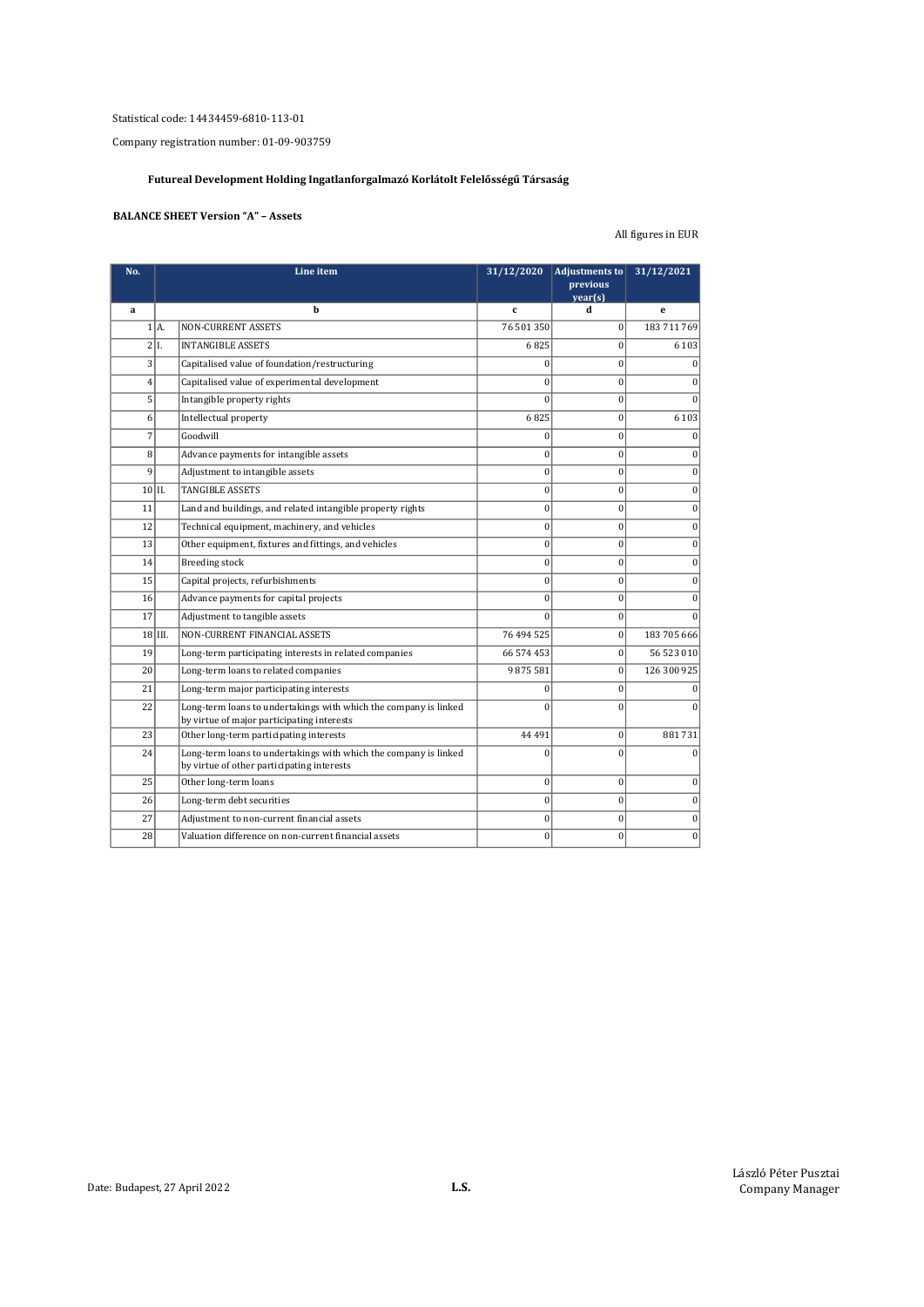Statistical code: 14434459-6810-113-01

Company registration number: 01-09-903759

### Futureal Development Holding Ingatlanforgalmazó Korlátolt Felelősségű Társaság

**BALANCE SHEET Version "A" – Assets**

All figures in EUR

| No. | | Line item | 31/12/2020 | Adjustments to previous year(s) | 31/12/2021 |
|---|---|---|---|---|---|
| a | | b | c | d | e |
| 1 | A. | NON-CURRENT ASSETS | 76 501 350 | 0 | 183 711 769 |
| 2 | I. | INTANGIBLE ASSETS | 6 825 | 0 | 6 103 |
| 3 | | Capitalised value of foundation/restructuring | 0 | 0 | 0 |
| 4 | | Capitalised value of experimental development | 0 | 0 | 0 |
| 5 | | Intangible property rights | 0 | 0 | 0 |
| 6 | | Intellectual property | 6 825 | 0 | 6 103 |
| 7 | | Goodwill | 0 | 0 | 0 |
| 8 | | Advance payments for intangible assets | 0 | 0 | 0 |
| 9 | | Adjustment to intangible assets | 0 | 0 | 0 |
| 10 | II. | TANGIBLE ASSETS | 0 | 0 | 0 |
| 11 | | Land and buildings, and related intangible property rights | 0 | 0 | 0 |
| 12 | | Technical equipment, machinery, and vehicles | 0 | 0 | 0 |
| 13 | | Other equipment, fixtures and fittings, and vehicles | 0 | 0 | 0 |
| 14 | | Breeding stock | 0 | 0 | 0 |
| 15 | | Capital projects, refurbishments | 0 | 0 | 0 |
| 16 | | Advance payments for capital projects | 0 | 0 | 0 |
| 17 | | Adjustment to tangible assets | 0 | 0 | 0 |
| 18 | III. | NON-CURRENT FINANCIAL ASSETS | 76 494 525 | 0 | 183 705 666 |
| 19 | | Long-term participating interests in related companies | 66 574 453 | 0 | 56 523 010 |
| 20 | | Long-term loans to related companies | 9 875 581 | 0 | 126 300 925 |
| 21 | | Long-term major participating interests | 0 | 0 | 0 |
| 22 | | Long-term loans to undertakings with which the company is linked by virtue of major participating interests | 0 | 0 | 0 |
| 23 | | Other long-term participating interests | 44 491 | 0 | 881 731 |
| 24 | | Long-term loans to undertakings with which the company is linked by virtue of other participating interests | 0 | 0 | 0 |
| 25 | | Other long-term loans | 0 | 0 | 0 |
| 26 | | Long-term debt securities | 0 | 0 | 0 |
| 27 | | Adjustment to non-current financial assets | 0 | 0 | 0 |
| 28 | | Valuation difference on non-current financial assets | 0 | 0 | 0 |

Date: Budapest, 27 April 2022

**L.S.**

László Péter Pusztai
Company Manager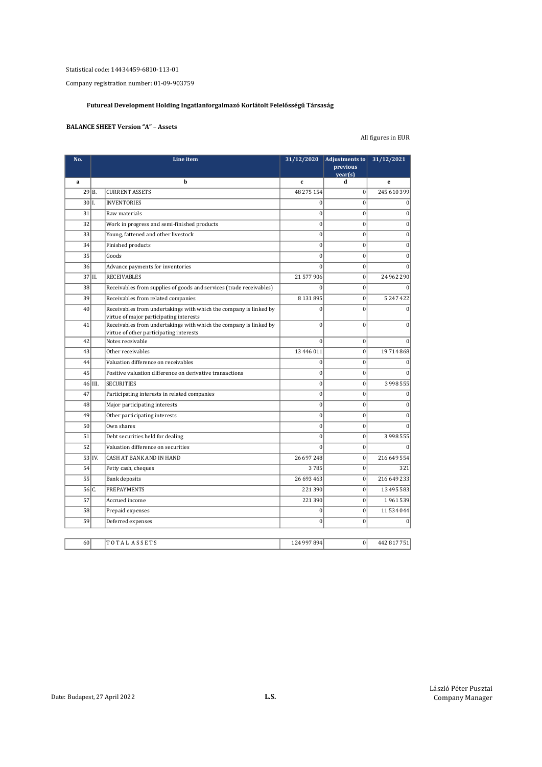Statistical code: 14434459-6810-113-01

Company registration number: 01-09-903759

**Futureal Development Holding Ingatlanforgalmazó Korlátolt Felelősségű Társaság**

**BALANCE SHEET Version "A" – Assets**

All figures in EUR

| No. | | Line item | 31/12/2020 | Adjustments to previous year(s) | 31/12/2021 |
|---|---|---|---|---|---|
| a | | b | c | d | e |
| 29 | B. | CURRENT ASSETS | 48 275 154 | 0 | 245 610 399 |
| 30 | I. | INVENTORIES | 0 | 0 | 0 |
| 31 | | Raw materials | 0 | 0 | 0 |
| 32 | | Work in progress and semi-finished products | 0 | 0 | 0 |
| 33 | | Young, fattened and other livestock | 0 | 0 | 0 |
| 34 | | Finished products | 0 | 0 | 0 |
| 35 | | Goods | 0 | 0 | 0 |
| 36 | | Advance payments for inventories | 0 | 0 | 0 |
| 37 | II. | RECEIVABLES | 21 577 906 | 0 | 24 962 290 |
| 38 | | Receivables from supplies of goods and services (trade receivables) | 0 | 0 | 0 |
| 39 | | Receivables from related companies | 8 131 895 | 0 | 5 247 422 |
| 40 | | Receivables from undertakings with which the company is linked by virtue of major participating interests | 0 | 0 | 0 |
| 41 | | Receivables from undertakings with which the company is linked by virtue of other participating interests | 0 | 0 | 0 |
| 42 | | Notes receivable | 0 | 0 | 0 |
| 43 | | Other receivables | 13 446 011 | 0 | 19 714 868 |
| 44 | | Valuation difference on receivables | 0 | 0 | 0 |
| 45 | | Positive valuation difference on derivative transactions | 0 | 0 | 0 |
| 46 | III. | SECURITIES | 0 | 0 | 3 998 555 |
| 47 | | Participating interests in related companies | 0 | 0 | 0 |
| 48 | | Major participating interests | 0 | 0 | 0 |
| 49 | | Other participating interests | 0 | 0 | 0 |
| 50 | | Own shares | 0 | 0 | 0 |
| 51 | | Debt securities held for dealing | 0 | 0 | 3 998 555 |
| 52 | | Valuation difference on securities | 0 | 0 | 0 |
| 53 | IV. | CASH AT BANK AND IN HAND | 26 697 248 | 0 | 216 649 554 |
| 54 | | Petty cash, cheques | 3 785 | 0 | 321 |
| 55 | | Bank deposits | 26 693 463 | 0 | 216 649 233 |
| 56 | C. | PREPAYMENTS | 221 390 | 0 | 13 495 583 |
| 57 | | Accrued income | 221 390 | 0 | 1 961 539 |
| 58 | | Prepaid expenses | 0 | 0 | 11 534 044 |
| 59 | | Deferred expenses | 0 | 0 | 0 |
| 60 | | TOTAL ASSETS | 124 997 894 | 0 | 442 817 751 |

Date: Budapest, 27 April 2022

L.S.

László Péter Pusztai
Company Manager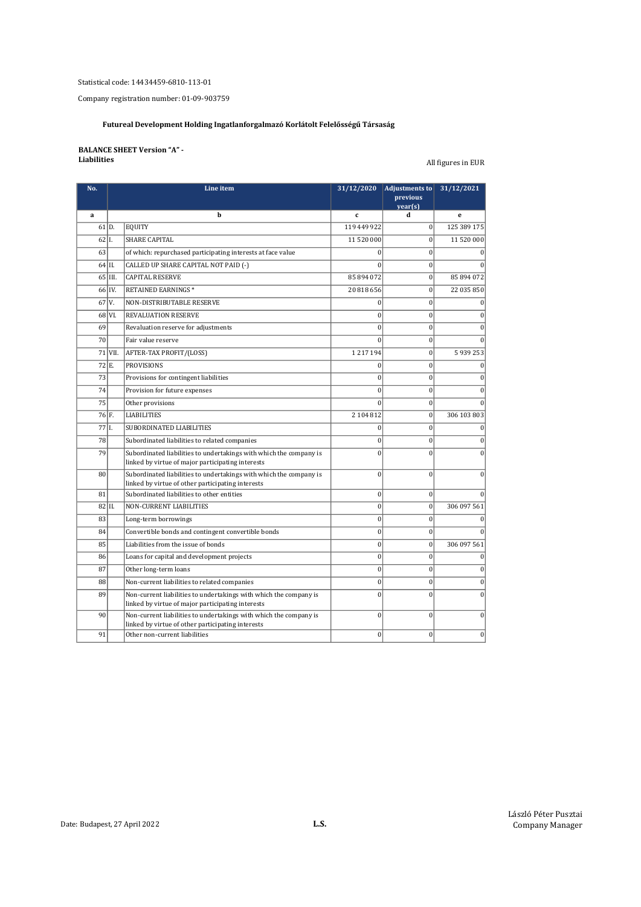Statistical code: 14434459-6810-113-01

Company registration number: 01-09-903759

**Futureal Development Holding Ingatlanforgalmazó Korlátolt Felelősségű Társaság**

**BALANCE SHEET Version "A" - Liabilities**

All figures in EUR

| No. | | Line item | 31/12/2020 | Adjustments to previous year(s) | 31/12/2021 |
|---|---|---|---|---|---|
| a | | b | c | d | e |
| 61 | D. | EQUITY | 119 449 922 | 0 | 125 389 175 |
| 62 | I. | SHARE CAPITAL | 11 520 000 | 0 | 11 520 000 |
| 63 | | of which: repurchased participating interests at face value | 0 | 0 | 0 |
| 64 | II. | CALLED UP SHARE CAPITAL NOT PAID (-) | 0 | 0 | 0 |
| 65 | III. | CAPITAL RESERVE | 85 894 072 | 0 | 85 894 072 |
| 66 | IV. | RETAINED EARNINGS * | 20 818 656 | 0 | 22 035 850 |
| 67 | V. | NON-DISTRIBUTABLE RESERVE | 0 | 0 | 0 |
| 68 | VI. | REVALUATION RESERVE | 0 | 0 | 0 |
| 69 | | Revaluation reserve for adjustments | 0 | 0 | 0 |
| 70 | | Fair value reserve | 0 | 0 | 0 |
| 71 | VII. | AFTER-TAX PROFIT/(LOSS) | 1 217 194 | 0 | 5 939 253 |
| 72 | E. | PROVISIONS | 0 | 0 | 0 |
| 73 | | Provisions for contingent liabilities | 0 | 0 | 0 |
| 74 | | Provision for future expenses | 0 | 0 | 0 |
| 75 | | Other provisions | 0 | 0 | 0 |
| 76 | F. | LIABILITIES | 2 104 812 | 0 | 306 103 803 |
| 77 | I. | SUBORDINATED LIABILITIES | 0 | 0 | 0 |
| 78 | | Subordinated liabilities to related companies | 0 | 0 | 0 |
| 79 | | Subordinated liabilities to undertakings with which the company is linked by virtue of major participating interests | 0 | 0 | 0 |
| 80 | | Subordinated liabilities to undertakings with which the company is linked by virtue of other participating interests | 0 | 0 | 0 |
| 81 | | Subordinated liabilities to other entities | 0 | 0 | 0 |
| 82 | II. | NON-CURRENT LIABILITIES | 0 | 0 | 306 097 561 |
| 83 | | Long-term borrowings | 0 | 0 | 0 |
| 84 | | Convertible bonds and contingent convertible bonds | 0 | 0 | 0 |
| 85 | | Liabilities from the issue of bonds | 0 | 0 | 306 097 561 |
| 86 | | Loans for capital and development projects | 0 | 0 | 0 |
| 87 | | Other long-term loans | 0 | 0 | 0 |
| 88 | | Non-current liabilities to related companies | 0 | 0 | 0 |
| 89 | | Non-current liabilities to undertakings with which the company is linked by virtue of major participating interests | 0 | 0 | 0 |
| 90 | | Non-current liabilities to undertakings with which the company is linked by virtue of other participating interests | 0 | 0 | 0 |
| 91 | | Other non-current liabilities | 0 | 0 | 0 |

Date: Budapest, 27 April 2022

**L.S.**

László Péter Pusztai
Company Manager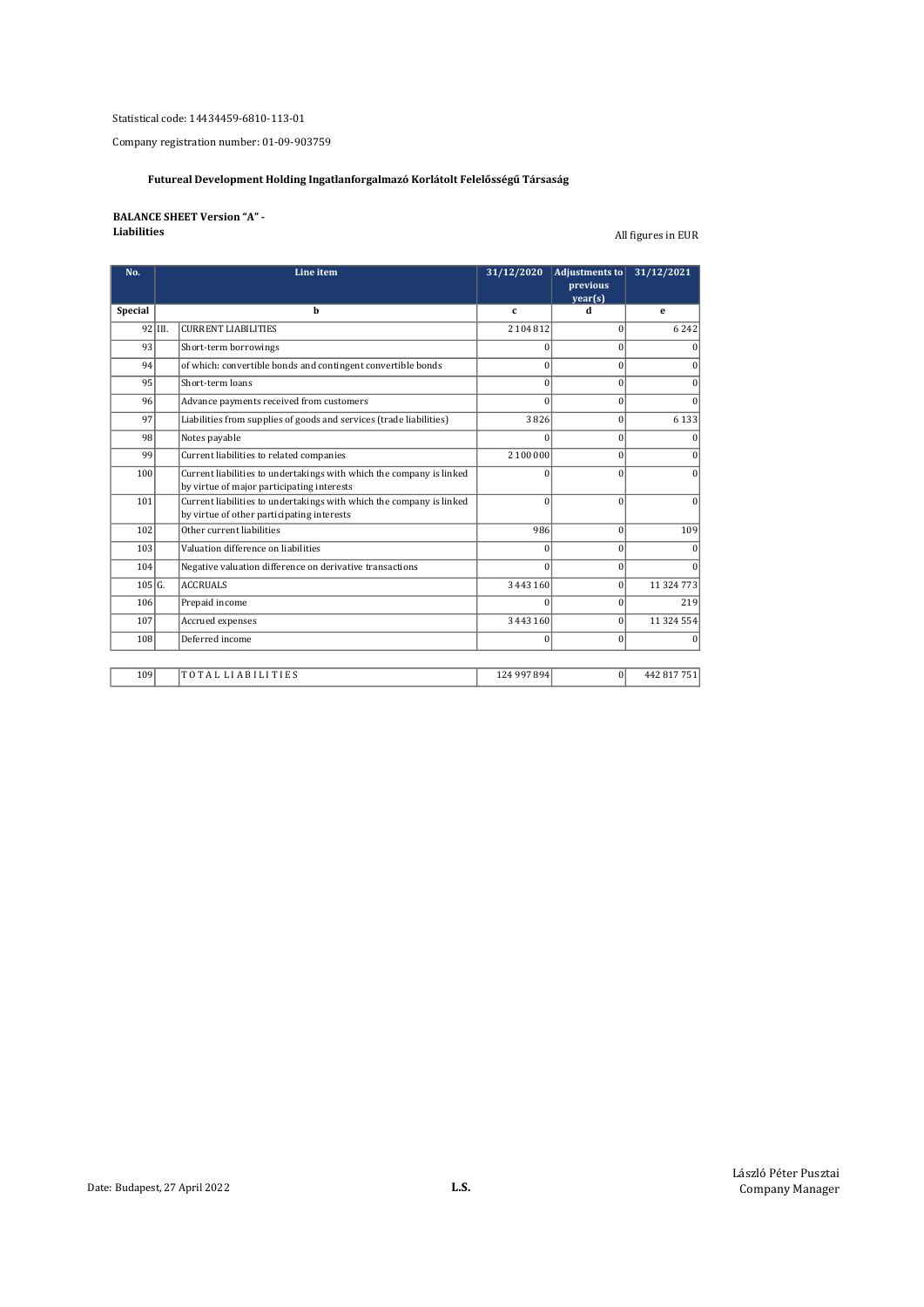Statistical code: 14434459-6810-113-01

Company registration number: 01-09-903759

**Futureal Development Holding Ingatlanforgalmazó Korlátolt Felelősségű Társaság**

**BALANCE SHEET Version "A" -**
**Liabilities**

All figures in EUR

| No. | | Line item | 31/12/2020 | Adjustments to previous year(s) | 31/12/2021 |
|---|---|---|---|---|---|
| Special | | b | c | d | e |
| 92 | III. | CURRENT LIABILITIES | 2 104 812 | 0 | 6 242 |
| 93 | | Short-term borrowings | 0 | 0 | 0 |
| 94 | | of which: convertible bonds and contingent convertible bonds | 0 | 0 | 0 |
| 95 | | Short-term loans | 0 | 0 | 0 |
| 96 | | Advance payments received from customers | 0 | 0 | 0 |
| 97 | | Liabilities from supplies of goods and services (trade liabilities) | 3 826 | 0 | 6 133 |
| 98 | | Notes payable | 0 | 0 | 0 |
| 99 | | Current liabilities to related companies | 2 100 000 | 0 | 0 |
| 100 | | Current liabilities to undertakings with which the company is linked by virtue of major participating interests | 0 | 0 | 0 |
| 101 | | Current liabilities to undertakings with which the company is linked by virtue of other participating interests | 0 | 0 | 0 |
| 102 | | Other current liabilities | 986 | 0 | 109 |
| 103 | | Valuation difference on liabilities | 0 | 0 | 0 |
| 104 | | Negative valuation difference on derivative transactions | 0 | 0 | 0 |
| 105 | G. | ACCRUALS | 3 443 160 | 0 | 11 324 773 |
| 106 | | Prepaid income | 0 | 0 | 219 |
| 107 | | Accrued expenses | 3 443 160 | 0 | 11 324 554 |
| 108 | | Deferred income | 0 | 0 | 0 |
| 109 | | TOTAL LIABILITIES | 124 997 894 | 0 | 442 817 751 |

Date: Budapest, 27 April 2022

**L.S.**

László Péter Pusztai
Company Manager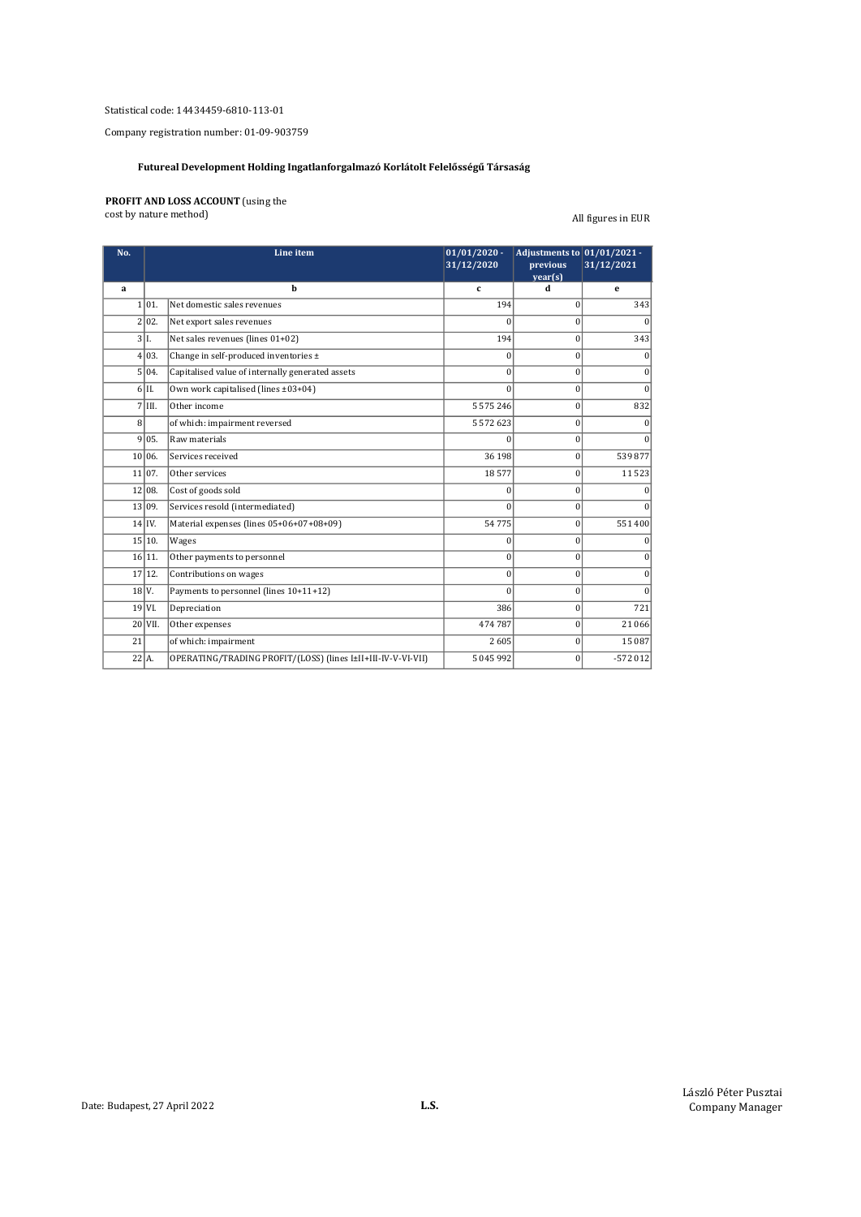Statistical code: 14434459-6810-113-01

Company registration number: 01-09-903759

### Futureal Development Holding Ingatlanforgalmazó Korlátolt Felelősségű Társaság

**PROFIT AND LOSS ACCOUNT** (using the cost by nature method)

All figures in EUR

| No. | | Line item | 01/01/2020 - 31/12/2020 | Adjustments to previous year(s) | 01/01/2021 - 31/12/2021 |
|---|---|---|---|---|---|
| a | | b | c | d | e |
| 1 | 01. | Net domestic sales revenues | 194 | 0 | 343 |
| 2 | 02. | Net export sales revenues | 0 | 0 | 0 |
| 3 | I. | Net sales revenues (lines 01+02) | 194 | 0 | 343 |
| 4 | 03. | Change in self-produced inventories ± | 0 | 0 | 0 |
| 5 | 04. | Capitalised value of internally generated assets | 0 | 0 | 0 |
| 6 | II. | Own work capitalised (lines ±03+04) | 0 | 0 | 0 |
| 7 | III. | Other income | 5 575 246 | 0 | 832 |
| 8 | | of which: impairment reversed | 5 572 623 | 0 | 0 |
| 9 | 05. | Raw materials | 0 | 0 | 0 |
| 10 | 06. | Services received | 36 198 | 0 | 539 877 |
| 11 | 07. | Other services | 18 577 | 0 | 11 523 |
| 12 | 08. | Cost of goods sold | 0 | 0 | 0 |
| 13 | 09. | Services resold (intermediated) | 0 | 0 | 0 |
| 14 | IV. | Material expenses (lines 05+06+07+08+09) | 54 775 | 0 | 551 400 |
| 15 | 10. | Wages | 0 | 0 | 0 |
| 16 | 11. | Other payments to personnel | 0 | 0 | 0 |
| 17 | 12. | Contributions on wages | 0 | 0 | 0 |
| 18 | V. | Payments to personnel (lines 10+11+12) | 0 | 0 | 0 |
| 19 | VI. | Depreciation | 386 | 0 | 721 |
| 20 | VII. | Other expenses | 474 787 | 0 | 21 066 |
| 21 | | of which: impairment | 2 605 | 0 | 15 087 |
| 22 | A. | OPERATING/TRADING PROFIT/(LOSS) (lines I±II+III-IV-V-VI-VII) | 5 045 992 | 0 | -572 012 |

Date: Budapest, 27 April 2022

**L.S.**

László Péter Pusztai
Company Manager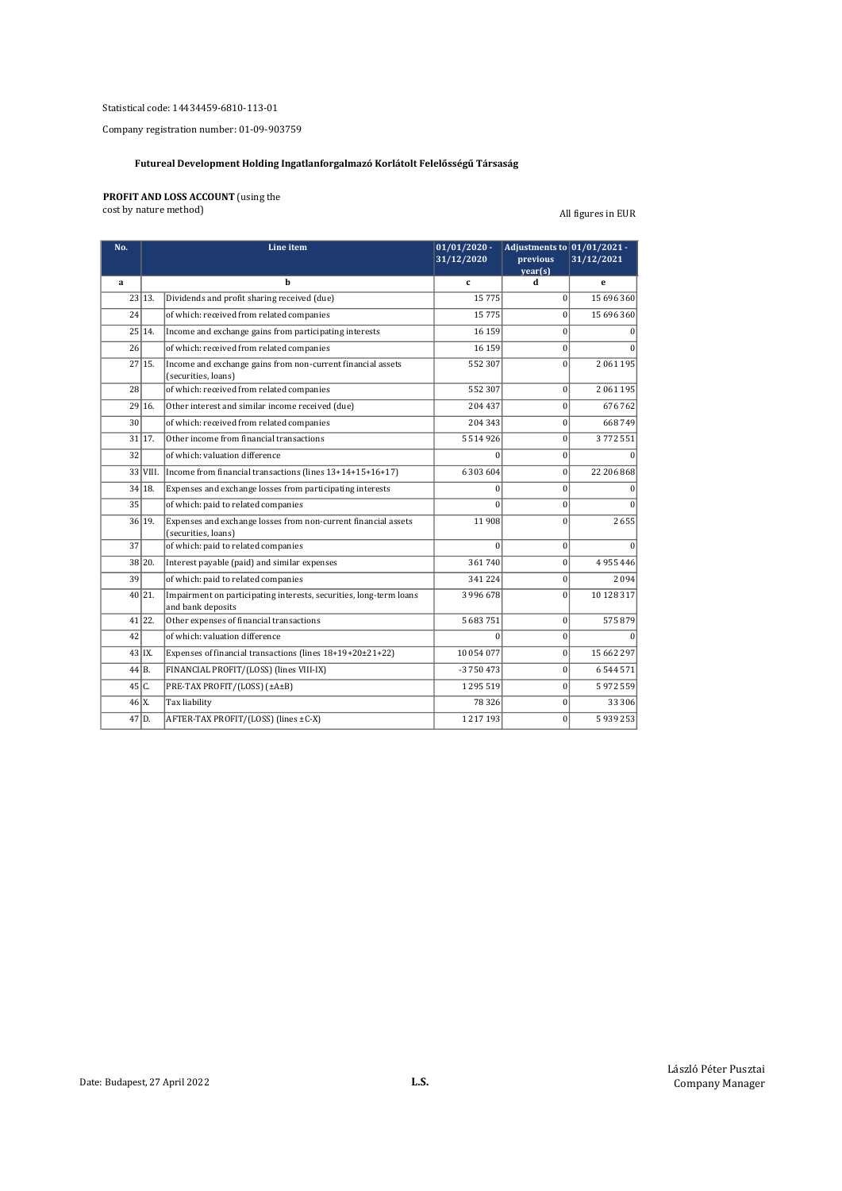Statistical code: 14434459-6810-113-01

Company registration number: 01-09-903759

**Futureal Development Holding Ingatlanforgalmazó Korlátolt Felelősségű Társaság**

**PROFIT AND LOSS ACCOUNT** (using the cost by nature method)

All figures in EUR

| No. | | Line item | 01/01/2020 - 31/12/2020 | Adjustments to previous year(s) | 01/01/2021 - 31/12/2021 |
|---|---|---|---|---|---|
| a | | b | c | d | e |
| 23 | 13. | Dividends and profit sharing received (due) | 15 775 | 0 | 15 696 360 |
| 24 | | of which: received from related companies | 15 775 | 0 | 15 696 360 |
| 25 | 14. | Income and exchange gains from participating interests | 16 159 | 0 | 0 |
| 26 | | of which: received from related companies | 16 159 | 0 | 0 |
| 27 | 15. | Income and exchange gains from non-current financial assets (securities, loans) | 552 307 | 0 | 2 061 195 |
| 28 | | of which: received from related companies | 552 307 | 0 | 2 061 195 |
| 29 | 16. | Other interest and similar income received (due) | 204 437 | 0 | 676 762 |
| 30 | | of which: received from related companies | 204 343 | 0 | 668 749 |
| 31 | 17. | Other income from financial transactions | 5 514 926 | 0 | 3 772 551 |
| 32 | | of which: valuation difference | 0 | 0 | 0 |
| 33 | VIII. | Income from financial transactions (lines 13+14+15+16+17) | 6 303 604 | 0 | 22 206 868 |
| 34 | 18. | Expenses and exchange losses from participating interests | 0 | 0 | 0 |
| 35 | | of which: paid to related companies | 0 | 0 | 0 |
| 36 | 19. | Expenses and exchange losses from non-current financial assets (securities, loans) | 11 908 | 0 | 2 655 |
| 37 | | of which: paid to related companies | 0 | 0 | 0 |
| 38 | 20. | Interest payable (paid) and similar expenses | 361 740 | 0 | 4 955 446 |
| 39 | | of which: paid to related companies | 341 224 | 0 | 2 094 |
| 40 | 21. | Impairment on participating interests, securities, long-term loans and bank deposits | 3 996 678 | 0 | 10 128 317 |
| 41 | 22. | Other expenses of financial transactions | 5 683 751 | 0 | 575 879 |
| 42 | | of which: valuation difference | 0 | 0 | 0 |
| 43 | IX. | Expenses of financial transactions (lines 18+19+20±21+22) | 10 054 077 | 0 | 15 662 297 |
| 44 | B. | FINANCIAL PROFIT/(LOSS) (lines VIII-IX) | -3 750 473 | 0 | 6 544 571 |
| 45 | C. | PRE-TAX PROFIT/(LOSS) (±A±B) | 1 295 519 | 0 | 5 972 559 |
| 46 | X. | Tax liability | 78 326 | 0 | 33 306 |
| 47 | D. | AFTER-TAX PROFIT/(LOSS) (lines ±C-X) | 1 217 193 | 0 | 5 939 253 |

Date: Budapest, 27 April 2022

**L.S.**

László Péter Pusztai
Company Manager